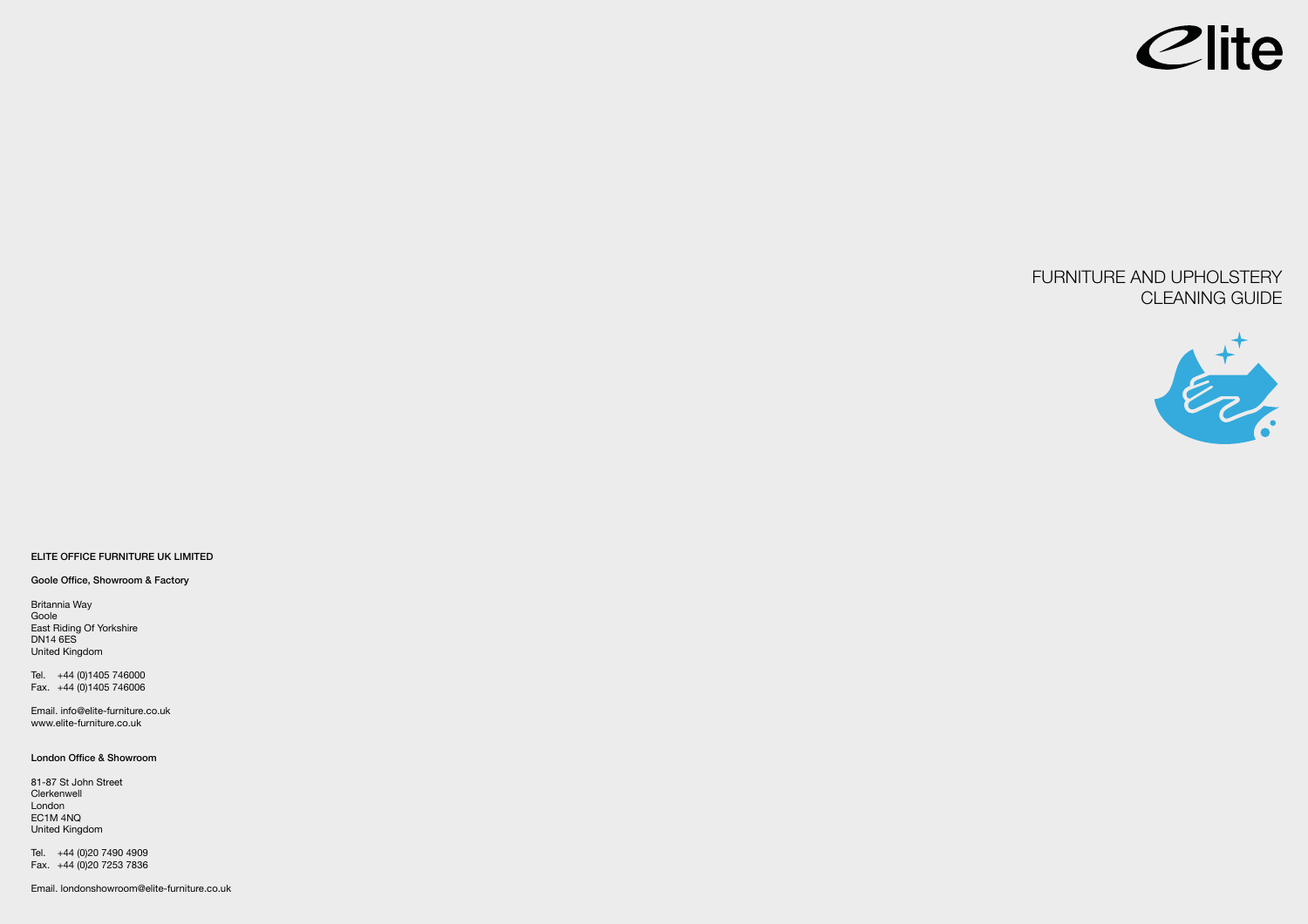Elite

# FURNITURE AND UPHOLSTERY CLEANING GUIDE

**ELITE OFFICE FURNITURE UK LIMITED**

**Goole Office, Showroom & Factory**

Britannia Way
Goole
East Riding Of Yorkshire
DN14 6ES
United Kingdom

Tel. +44 (0)1405 746000
Fax. +44 (0)1405 746006

Email. info@elite-furniture.co.uk
www.elite-furniture.co.uk

**London Office & Showroom**

81-87 St John Street
Clerkenwell
London
EC1M 4NQ
United Kingdom

Tel. +44 (0)20 7490 4909
Fax. +44 (0)20 7253 7836

Email. londonshowroom@elite-furniture.co.uk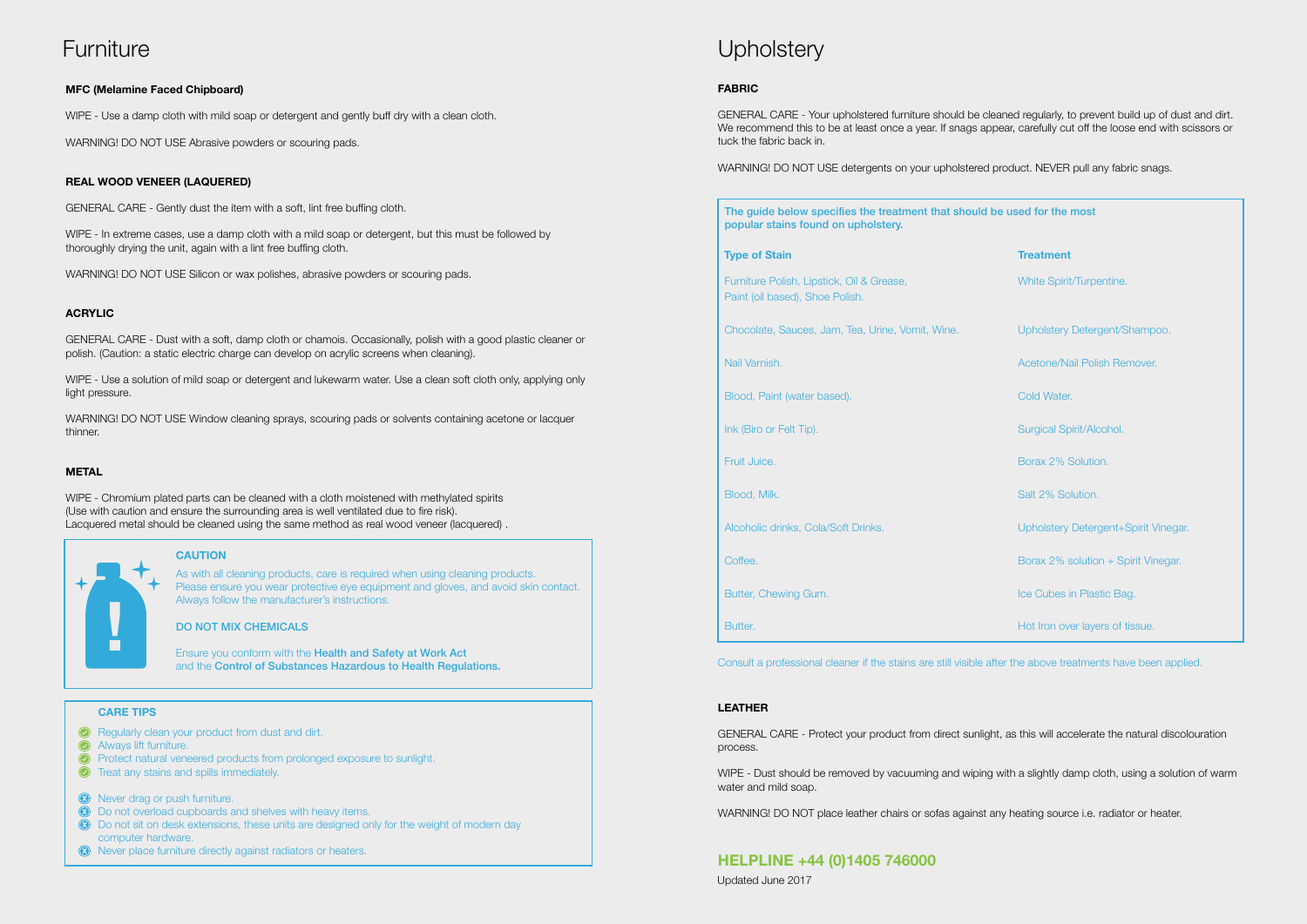# Furniture

### MFC (Melamine Faced Chipboard)

WIPE - Use a damp cloth with mild soap or detergent and gently buff dry with a clean cloth.

WARNING! DO NOT USE Abrasive powders or scouring pads.

### REAL WOOD VENEER (LAQUERED)

GENERAL CARE - Gently dust the item with a soft, lint free buffing cloth.

WIPE - In extreme cases, use a damp cloth with a mild soap or detergent, but this must be followed by thoroughly drying the unit, again with a lint free buffing cloth.

WARNING! DO NOT USE Silicon or wax polishes, abrasive powders or scouring pads.

### ACRYLIC

GENERAL CARE - Dust with a soft, damp cloth or chamois. Occasionally, polish with a good plastic cleaner or polish. (Caution: a static electric charge can develop on acrylic screens when cleaning).

WIPE - Use a solution of mild soap or detergent and lukewarm water. Use a clean soft cloth only, applying only light pressure.

WARNING! DO NOT USE Window cleaning sprays, scouring pads or solvents containing acetone or lacquer thinner.

### METAL

WIPE - Chromium plated parts can be cleaned with a cloth moistened with methylated spirits (Use with caution and ensure the surrounding area is well ventilated due to fire risk).
Lacquered metal should be cleaned using the same method as real wood veneer (lacquered) .

#### CAUTION

As with all cleaning products, care is required when using cleaning products. Please ensure you wear protective eye equipment and gloves, and avoid skin contact. Always follow the manufacturer's instructions.

#### DO NOT MIX CHEMICALS

Ensure you conform with the **Health and Safety at Work Act** and the **Control of Substances Hazardous to Health Regulations.**

#### CARE TIPS

- Regularly clean your product from dust and dirt.
- Always lift furniture.
- Protect natural veneered products from prolonged exposure to sunlight.
- Treat any stains and spills immediately.

- Never drag or push furniture.
- Do not overload cupboards and shelves with heavy items.
- Do not sit on desk extensions, these units are designed only for the weight of modern day computer hardware.
- Never place furniture directly against radiators or heaters.

# Upholstery

### FABRIC

GENERAL CARE - Your upholstered furniture should be cleaned regularly, to prevent build up of dust and dirt. We recommend this to be at least once a year. If snags appear, carefully cut off the loose end with scissors or tuck the fabric back in.

WARNING! DO NOT USE detergents on your upholstered product. NEVER pull any fabric snags.

The guide below specifies the treatment that should be used for the most popular stains found on upholstery.

| Type of Stain | Treatment |
|---|---|
| Furniture Polish, Lipstick, Oil & Grease, Paint (oil based), Shoe Polish. | White Spirit/Turpentine. |
| Chocolate, Sauces, Jam, Tea, Urine, Vomit, Wine. | Upholstery Detergent/Shampoo. |
| Nail Varnish. | Acetone/Nail Polish Remover. |
| Blood, Paint (water based). | Cold Water. |
| Ink (Biro or Felt Tip). | Surgical Spirit/Alcohol. |
| Fruit Juice. | Borax 2% Solution. |
| Blood, Milk. | Salt 2% Solution. |
| Alcoholic drinks, Cola/Soft Drinks. | Upholstery Detergent+Spirit Vinegar. |
| Coffee. | Borax 2% solution + Spirit Vinegar. |
| Butter, Chewing Gum. | Ice Cubes in Plastic Bag. |
| Butter. | Hot Iron over layers of tissue. |

Consult a professional cleaner if the stains are still visible after the above treatments have been applied.

### LEATHER

GENERAL CARE - Protect your product from direct sunlight, as this will accelerate the natural discolouration process.

WIPE - Dust should be removed by vacuuming and wiping with a slightly damp cloth, using a solution of warm water and mild soap.

WARNING! DO NOT place leather chairs or sofas against any heating source i.e. radiator or heater.

**HELPLINE +44 (0)1405 746000**

Updated June 2017